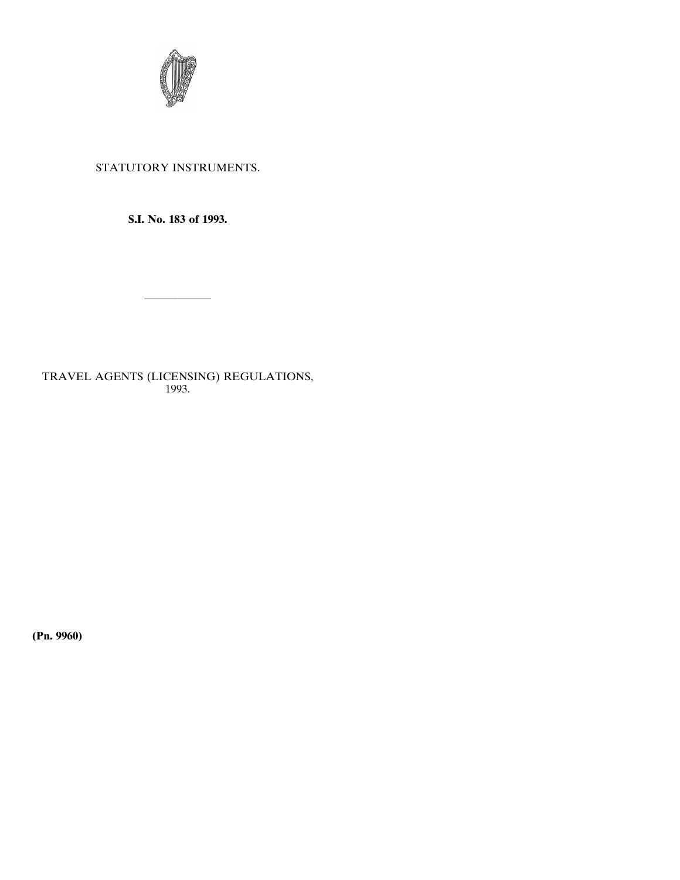STATUTORY INSTRUMENTS.

**S.I. No. 183 of 1993.**

---

TRAVEL AGENTS (LICENSING) REGULATIONS, 1993.

**(Pn. 9960)**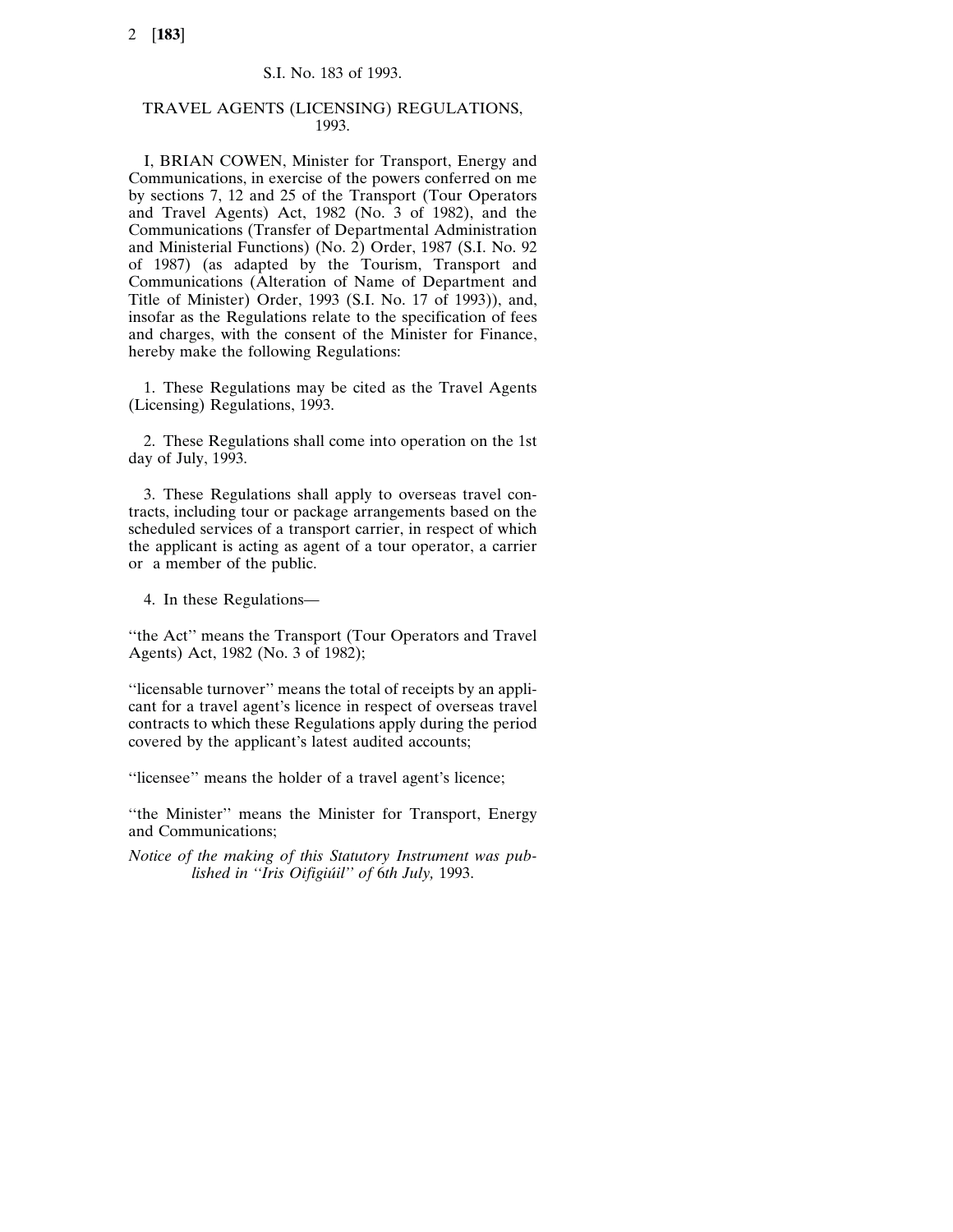S.I. No. 183 of 1993.

# TRAVEL AGENTS (LICENSING) REGULATIONS, 1993.

I, BRIAN COWEN, Minister for Transport, Energy and Communications, in exercise of the powers conferred on me by sections 7, 12 and 25 of the Transport (Tour Operators and Travel Agents) Act, 1982 (No. 3 of 1982), and the Communications (Transfer of Departmental Administration and Ministerial Functions) (No. 2) Order, 1987 (S.I. No. 92 of 1987) (as adapted by the Tourism, Transport and Communications (Alteration of Name of Department and Title of Minister) Order, 1993 (S.I. No. 17 of 1993)), and, insofar as the Regulations relate to the specification of fees and charges, with the consent of the Minister for Finance, hereby make the following Regulations:

1. These Regulations may be cited as the Travel Agents (Licensing) Regulations, 1993.

2. These Regulations shall come into operation on the 1st day of July, 1993.

3. These Regulations shall apply to overseas travel contracts, including tour or package arrangements based on the scheduled services of a transport carrier, in respect of which the applicant is acting as agent of a tour operator, a carrier or a member of the public.

4. In these Regulations—

''the Act'' means the Transport (Tour Operators and Travel Agents) Act, 1982 (No. 3 of 1982);

''licensable turnover'' means the total of receipts by an applicant for a travel agent's licence in respect of overseas travel contracts to which these Regulations apply during the period covered by the applicant's latest audited accounts;

''licensee'' means the holder of a travel agent's licence;

''the Minister'' means the Minister for Transport, Energy and Communications;

*Notice of the making of this Statutory Instrument was published in ''Iris Oifigiúil'' of 6th July,* 1993.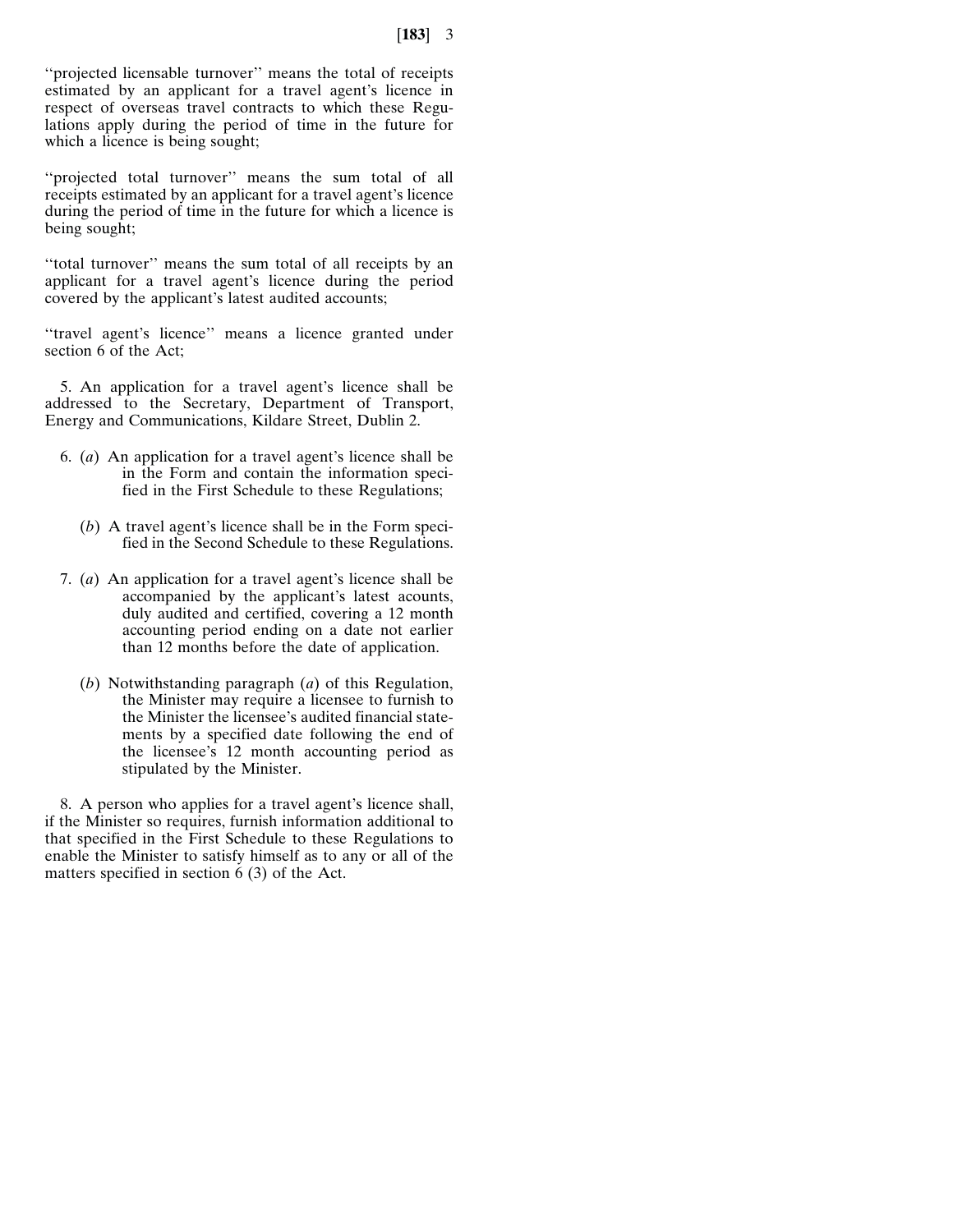''projected licensable turnover'' means the total of receipts estimated by an applicant for a travel agent's licence in respect of overseas travel contracts to which these Regulations apply during the period of time in the future for which a licence is being sought;

''projected total turnover'' means the sum total of all receipts estimated by an applicant for a travel agent's licence during the period of time in the future for which a licence is being sought;

''total turnover'' means the sum total of all receipts by an applicant for a travel agent's licence during the period covered by the applicant's latest audited accounts;

''travel agent's licence'' means a licence granted under section 6 of the Act;

5. An application for a travel agent's licence shall be addressed to the Secretary, Department of Transport, Energy and Communications, Kildare Street, Dublin 2.

6. (*a*) An application for a travel agent's licence shall be in the Form and contain the information specified in the First Schedule to these Regulations;

(*b*) A travel agent's licence shall be in the Form specified in the Second Schedule to these Regulations.

7. (*a*) An application for a travel agent's licence shall be accompanied by the applicant's latest acounts, duly audited and certified, covering a 12 month accounting period ending on a date not earlier than 12 months before the date of application.

(*b*) Notwithstanding paragraph (*a*) of this Regulation, the Minister may require a licensee to furnish to the Minister the licensee's audited financial statements by a specified date following the end of the licensee's 12 month accounting period as stipulated by the Minister.

8. A person who applies for a travel agent's licence shall, if the Minister so requires, furnish information additional to that specified in the First Schedule to these Regulations to enable the Minister to satisfy himself as to any or all of the matters specified in section 6 (3) of the Act.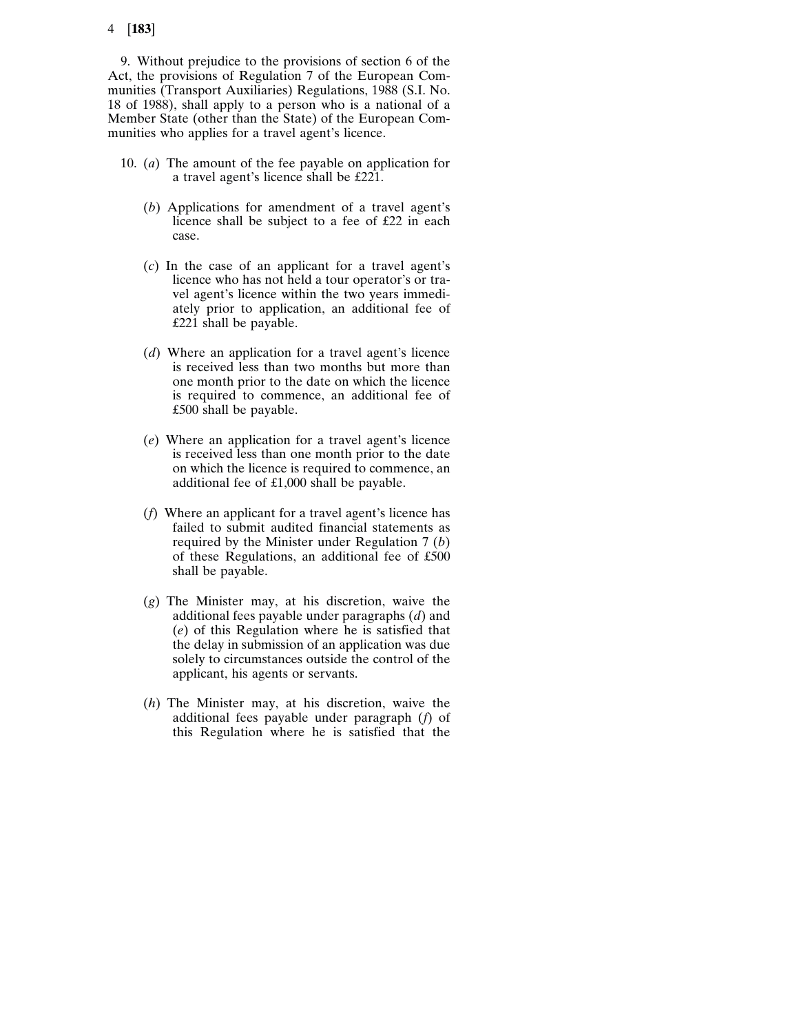9. Without prejudice to the provisions of section 6 of the Act, the provisions of Regulation 7 of the European Communities (Transport Auxiliaries) Regulations, 1988 (S.I. No. 18 of 1988), shall apply to a person who is a national of a Member State (other than the State) of the European Communities who applies for a travel agent's licence.

10. (*a*) The amount of the fee payable on application for a travel agent's licence shall be £221.

(*b*) Applications for amendment of a travel agent's licence shall be subject to a fee of £22 in each case.

(*c*) In the case of an applicant for a travel agent's licence who has not held a tour operator's or travel agent's licence within the two years immediately prior to application, an additional fee of £221 shall be payable.

(*d*) Where an application for a travel agent's licence is received less than two months but more than one month prior to the date on which the licence is required to commence, an additional fee of £500 shall be payable.

(*e*) Where an application for a travel agent's licence is received less than one month prior to the date on which the licence is required to commence, an additional fee of £1,000 shall be payable.

(*f*) Where an applicant for a travel agent's licence has failed to submit audited financial statements as required by the Minister under Regulation 7 (*b*) of these Regulations, an additional fee of £500 shall be payable.

(*g*) The Minister may, at his discretion, waive the additional fees payable under paragraphs (*d*) and (*e*) of this Regulation where he is satisfied that the delay in submission of an application was due solely to circumstances outside the control of the applicant, his agents or servants.

(*h*) The Minister may, at his discretion, waive the additional fees payable under paragraph (*f*) of this Regulation where he is satisfied that the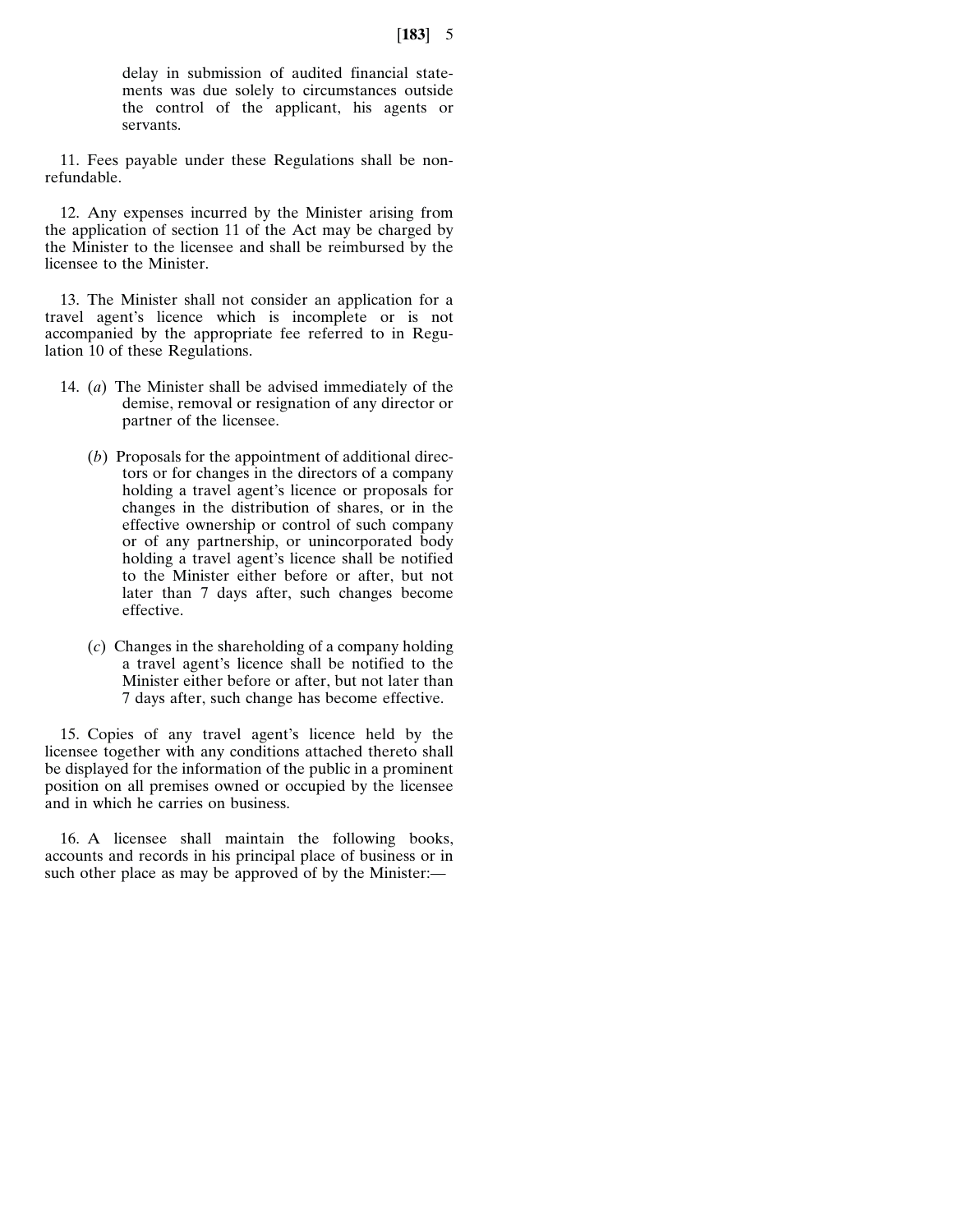delay in submission of audited financial statements was due solely to circumstances outside the control of the applicant, his agents or servants.

11. Fees payable under these Regulations shall be non-refundable.

12. Any expenses incurred by the Minister arising from the application of section 11 of the Act may be charged by the Minister to the licensee and shall be reimbursed by the licensee to the Minister.

13. The Minister shall not consider an application for a travel agent's licence which is incomplete or is not accompanied by the appropriate fee referred to in Regulation 10 of these Regulations.

14. (*a*) The Minister shall be advised immediately of the demise, removal or resignation of any director or partner of the licensee.

(*b*) Proposals for the appointment of additional directors or for changes in the directors of a company holding a travel agent's licence or proposals for changes in the distribution of shares, or in the effective ownership or control of such company or of any partnership, or unincorporated body holding a travel agent's licence shall be notified to the Minister either before or after, but not later than 7 days after, such changes become effective.

(*c*) Changes in the shareholding of a company holding a travel agent's licence shall be notified to the Minister either before or after, but not later than 7 days after, such change has become effective.

15. Copies of any travel agent's licence held by the licensee together with any conditions attached thereto shall be displayed for the information of the public in a prominent position on all premises owned or occupied by the licensee and in which he carries on business.

16. A licensee shall maintain the following books, accounts and records in his principal place of business or in such other place as may be approved of by the Minister:—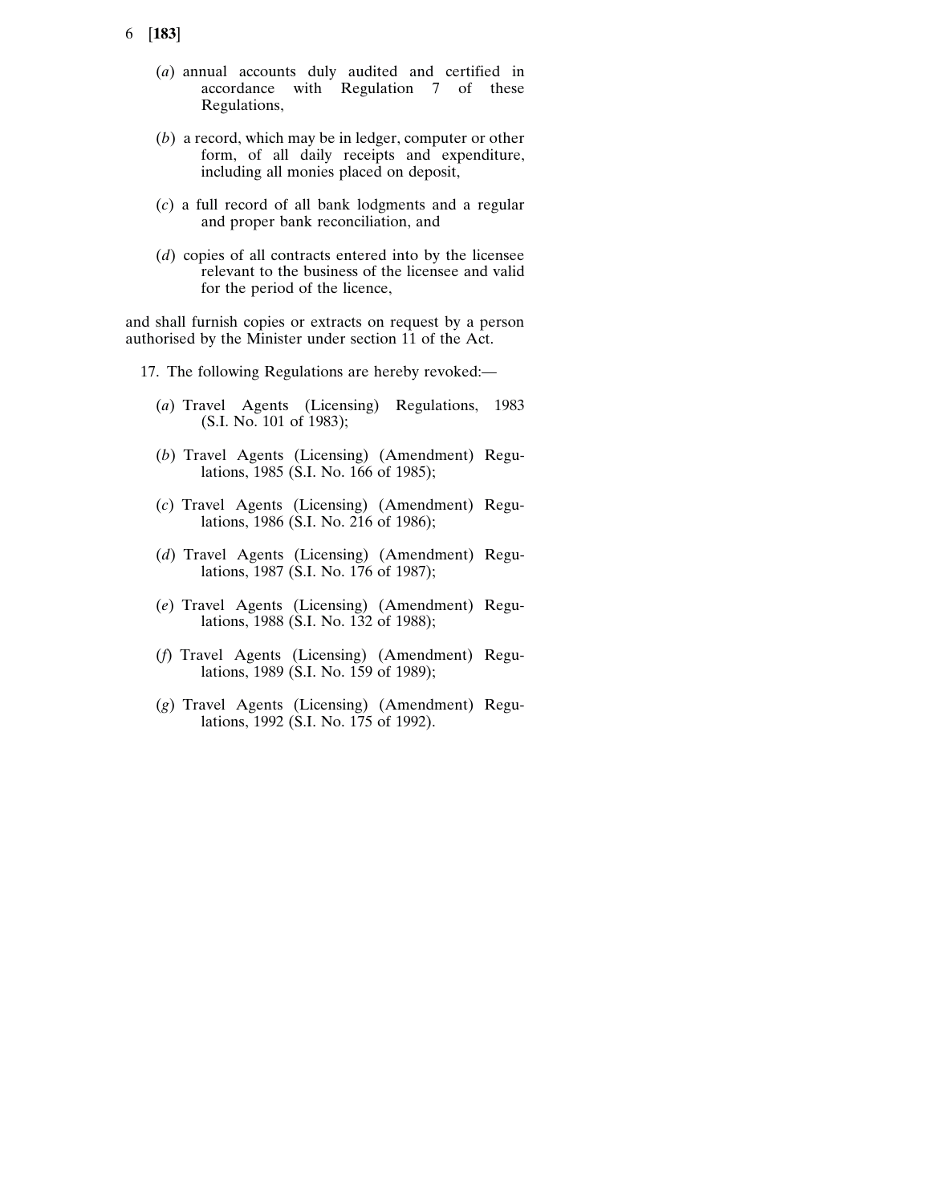(*a*) annual accounts duly audited and certified in accordance with Regulation 7 of these Regulations,

(*b*) a record, which may be in ledger, computer or other form, of all daily receipts and expenditure, including all monies placed on deposit,

(*c*) a full record of all bank lodgments and a regular and proper bank reconciliation, and

(*d*) copies of all contracts entered into by the licensee relevant to the business of the licensee and valid for the period of the licence,

and shall furnish copies or extracts on request by a person authorised by the Minister under section 11 of the Act.

17. The following Regulations are hereby revoked:—

(*a*) Travel Agents (Licensing) Regulations, 1983 (S.I. No. 101 of 1983);

(*b*) Travel Agents (Licensing) (Amendment) Regulations, 1985 (S.I. No. 166 of 1985);

(*c*) Travel Agents (Licensing) (Amendment) Regulations, 1986 (S.I. No. 216 of 1986);

(*d*) Travel Agents (Licensing) (Amendment) Regulations, 1987 (S.I. No. 176 of 1987);

(*e*) Travel Agents (Licensing) (Amendment) Regulations, 1988 (S.I. No. 132 of 1988);

(*f*) Travel Agents (Licensing) (Amendment) Regulations, 1989 (S.I. No. 159 of 1989);

(*g*) Travel Agents (Licensing) (Amendment) Regulations, 1992 (S.I. No. 175 of 1992).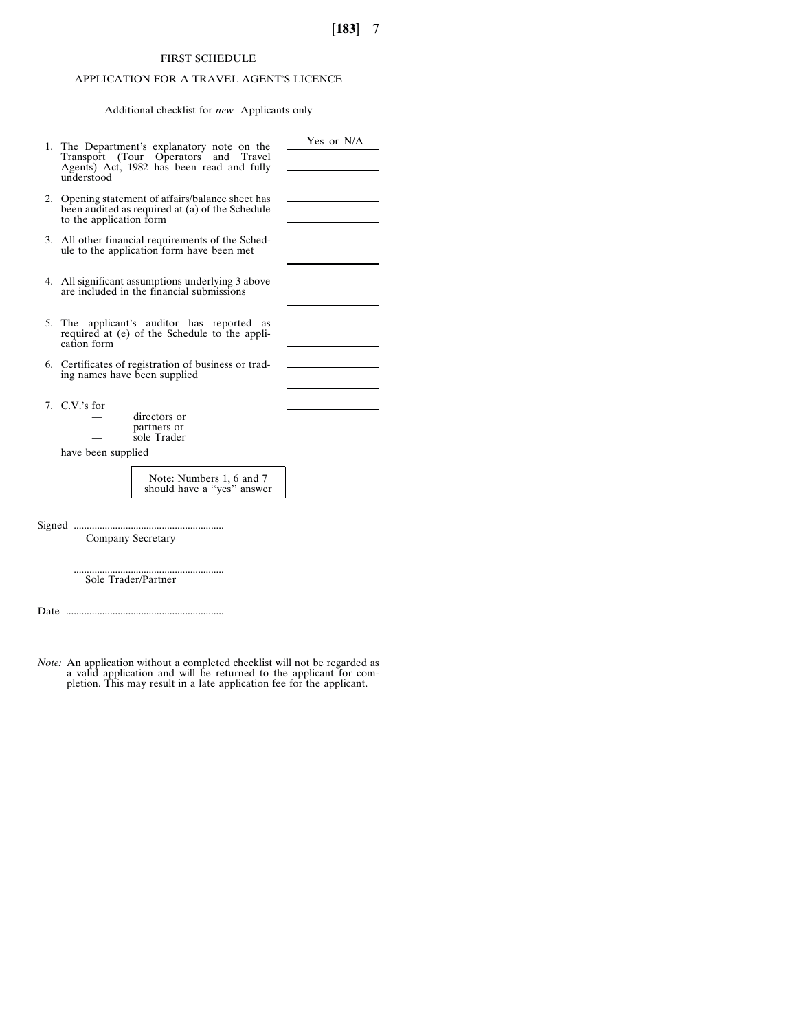## FIRST SCHEDULE

## APPLICATION FOR A TRAVEL AGENT'S LICENCE

Additional checklist for *new* Applicants only

| | Yes or N/A |
|---|---|
| 1. The Department's explanatory note on the Transport (Tour Operators and Travel Agents) Act, 1982 has been read and fully understood | |
| 2. Opening statement of affairs/balance sheet has been audited as required at (a) of the Schedule to the application form | |
| 3. All other financial requirements of the Schedule to the application form have been met | |
| 4. All significant assumptions underlying 3 above are included in the financial submissions | |
| 5. The applicant's auditor has reported as required at (e) of the Schedule to the application form | |
| 6. Certificates of registration of business or trading names have been supplied | |
| 7. C.V.'s for — directors or — partners or — sole Trader have been supplied | |

Note: Numbers 1, 6 and 7 should have a ''yes'' answer

Signed ..........................................................
Company Secretary

..........................................................
Sole Trader/Partner

Date ............................................................

*Note:* An application without a completed checklist will not be regarded as a valid application and will be returned to the applicant for completion. This may result in a late application fee for the applicant.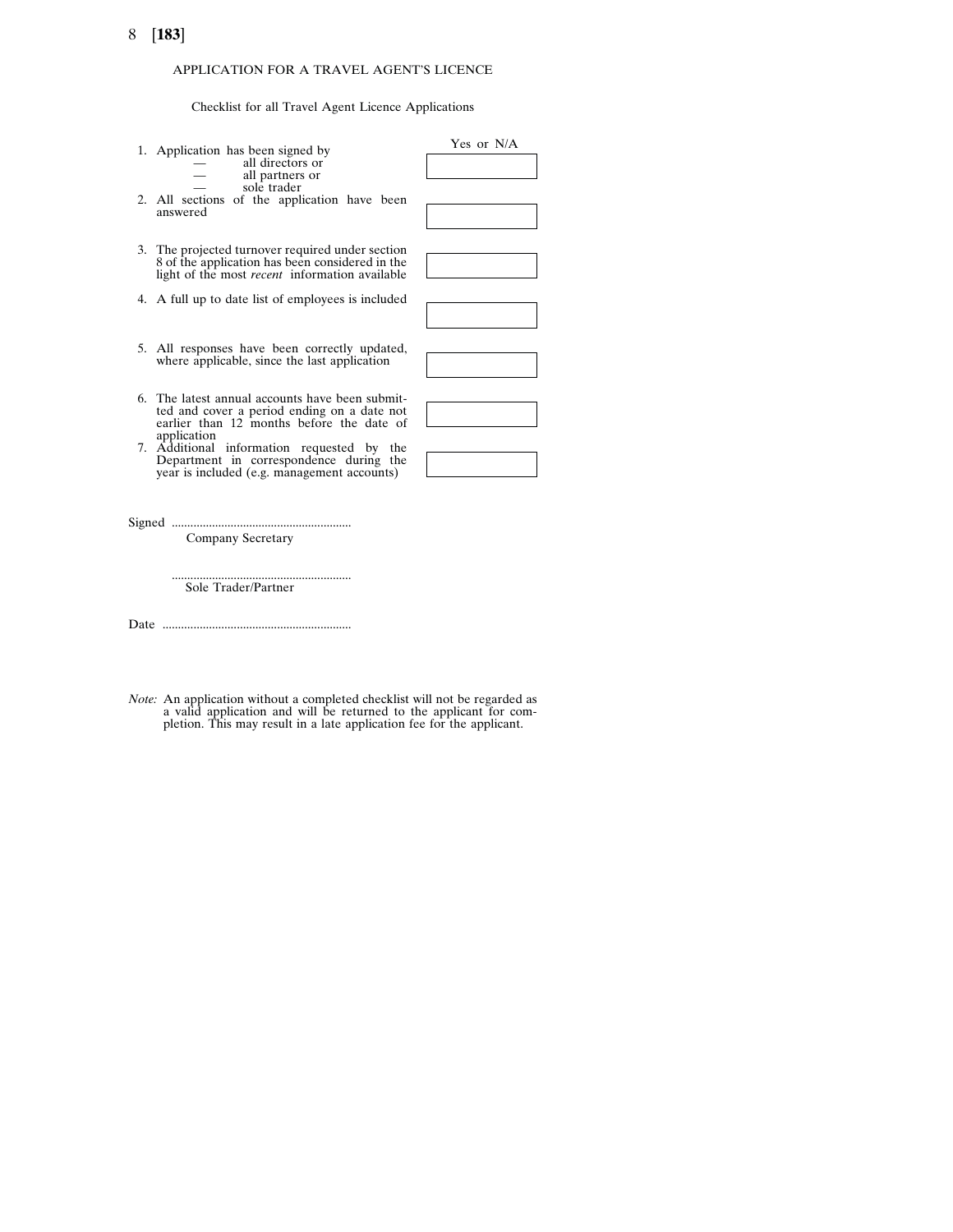APPLICATION FOR A TRAVEL AGENT'S LICENCE

Checklist for all Travel Agent Licence Applications

| | Yes or N/A |
|---|---|
| 1. Application has been signed by<br>— all directors or<br>— all partners or<br>— sole trader | |
| 2. All sections of the application have been answered | |
| 3. The projected turnover required under section 8 of the application has been considered in the light of the most *recent* information available | |
| 4. A full up to date list of employees is included | |
| 5. All responses have been correctly updated, where applicable, since the last application | |
| 6. The latest annual accounts have been submitted and cover a period ending on a date not earlier than 12 months before the date of application | |
| 7. Additional information requested by the Department in correspondence during the year is included (e.g. management accounts) | |

Signed ..........................................................
Company Secretary

..........................................................
Sole Trader/Partner

Date ............................................................

*Note:* An application without a completed checklist will not be regarded as a valid application and will be returned to the applicant for completion. This may result in a late application fee for the applicant.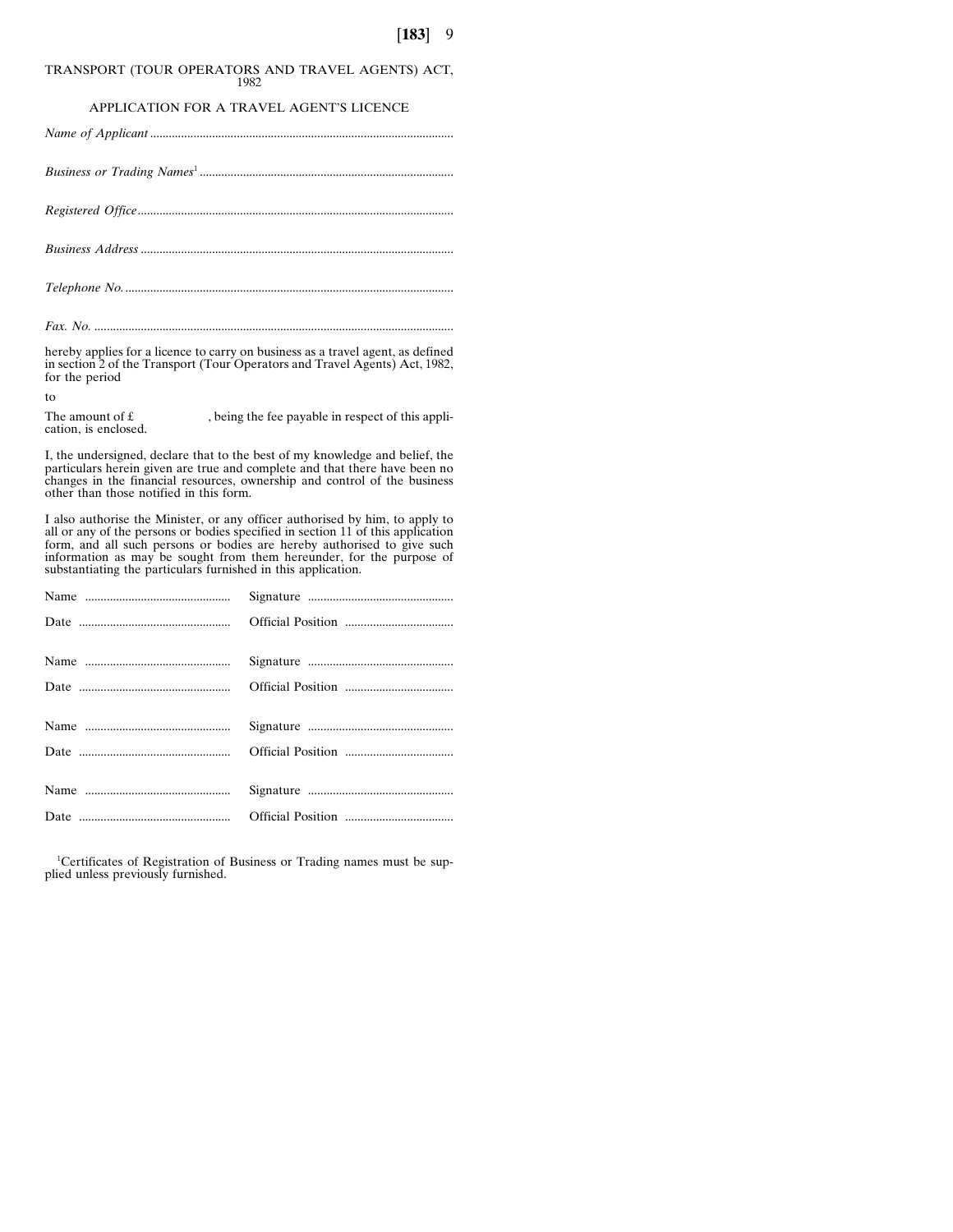TRANSPORT (TOUR OPERATORS AND TRAVEL AGENTS) ACT, 1982

APPLICATION FOR A TRAVEL AGENT'S LICENCE

*Name of Applicant* ..................................................................................................

*Business or Trading Names*[1] ..................................................................................

*Registered Office* ....................................................................................................

*Business Address* ....................................................................................................

*Telephone No.* .........................................................................................................

*Fax. No.* ..................................................................................................................

hereby applies for a licence to carry on business as a travel agent, as defined in section 2 of the Transport (Tour Operators and Travel Agents) Act, 1982, for the period

to

The amount of £                    , being the fee payable in respect of this application, is enclosed.

I, the undersigned, declare that to the best of my knowledge and belief, the particulars herein given are true and complete and that there have been no changes in the financial resources, ownership and control of the business other than those notified in this form.

I also authorise the Minister, or any officer authorised by him, to apply to all or any of the persons or bodies specified in section 11 of this application form, and all such persons or bodies are hereby authorised to give such information as may be sought from them hereunder, for the purpose of substantiating the particulars furnished in this application.

Name ..............................................  Signature ..............................................

Date ................................................  Official Position ..................................

Name ..............................................  Signature ..............................................

Date ................................................  Official Position ..................................

Name ..............................................  Signature ..............................................

Date ................................................  Official Position ..................................

Name ..............................................  Signature ..............................................

Date ................................................  Official Position ..................................

[1]Certificates of Registration of Business or Trading names must be supplied unless previously furnished.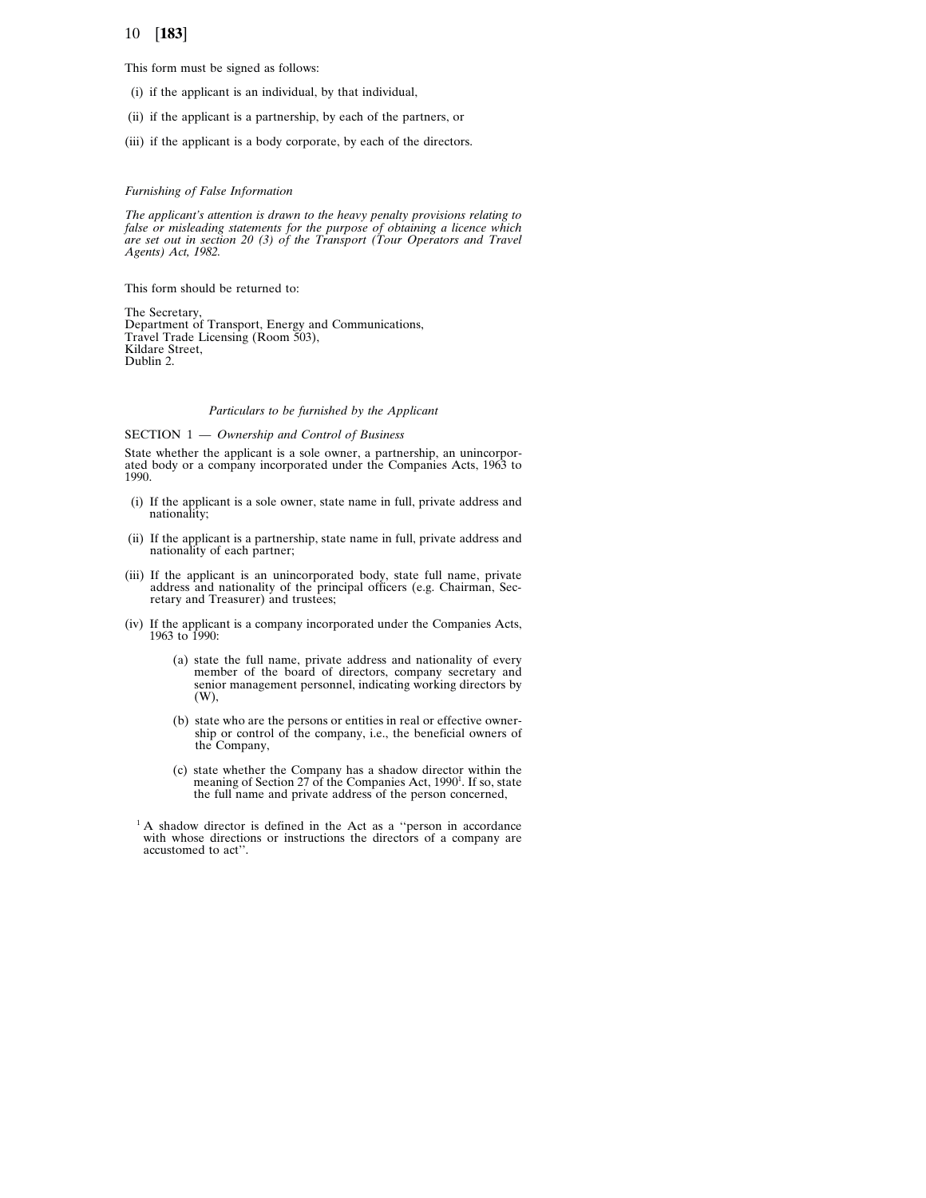This form must be signed as follows:

(i) if the applicant is an individual, by that individual,

(ii) if the applicant is a partnership, by each of the partners, or

(iii) if the applicant is a body corporate, by each of the directors.

*Furnishing of False Information*

*The applicant's attention is drawn to the heavy penalty provisions relating to false or misleading statements for the purpose of obtaining a licence which are set out in section 20 (3) of the Transport (Tour Operators and Travel Agents) Act, 1982.*

This form should be returned to:

The Secretary,
Department of Transport, Energy and Communications,
Travel Trade Licensing (Room 503),
Kildare Street,
Dublin 2.

*Particulars to be furnished by the Applicant*

SECTION 1 — *Ownership and Control of Business*

State whether the applicant is a sole owner, a partnership, an unincorporated body or a company incorporated under the Companies Acts, 1963 to 1990.

(i) If the applicant is a sole owner, state name in full, private address and nationality;

(ii) If the applicant is a partnership, state name in full, private address and nationality of each partner;

(iii) If the applicant is an unincorporated body, state full name, private address and nationality of the principal officers (e.g. Chairman, Secretary and Treasurer) and trustees;

(iv) If the applicant is a company incorporated under the Companies Acts, 1963 to 1990:

(a) state the full name, private address and nationality of every member of the board of directors, company secretary and senior management personnel, indicating working directors by (W),

(b) state who are the persons or entities in real or effective ownership or control of the company, i.e., the beneficial owners of the Company,

(c) state whether the Company has a shadow director within the meaning of Section 27 of the Companies Act, 1990[1]. If so, state the full name and private address of the person concerned,

[1] A shadow director is defined in the Act as a ''person in accordance with whose directions or instructions the directors of a company are accustomed to act''.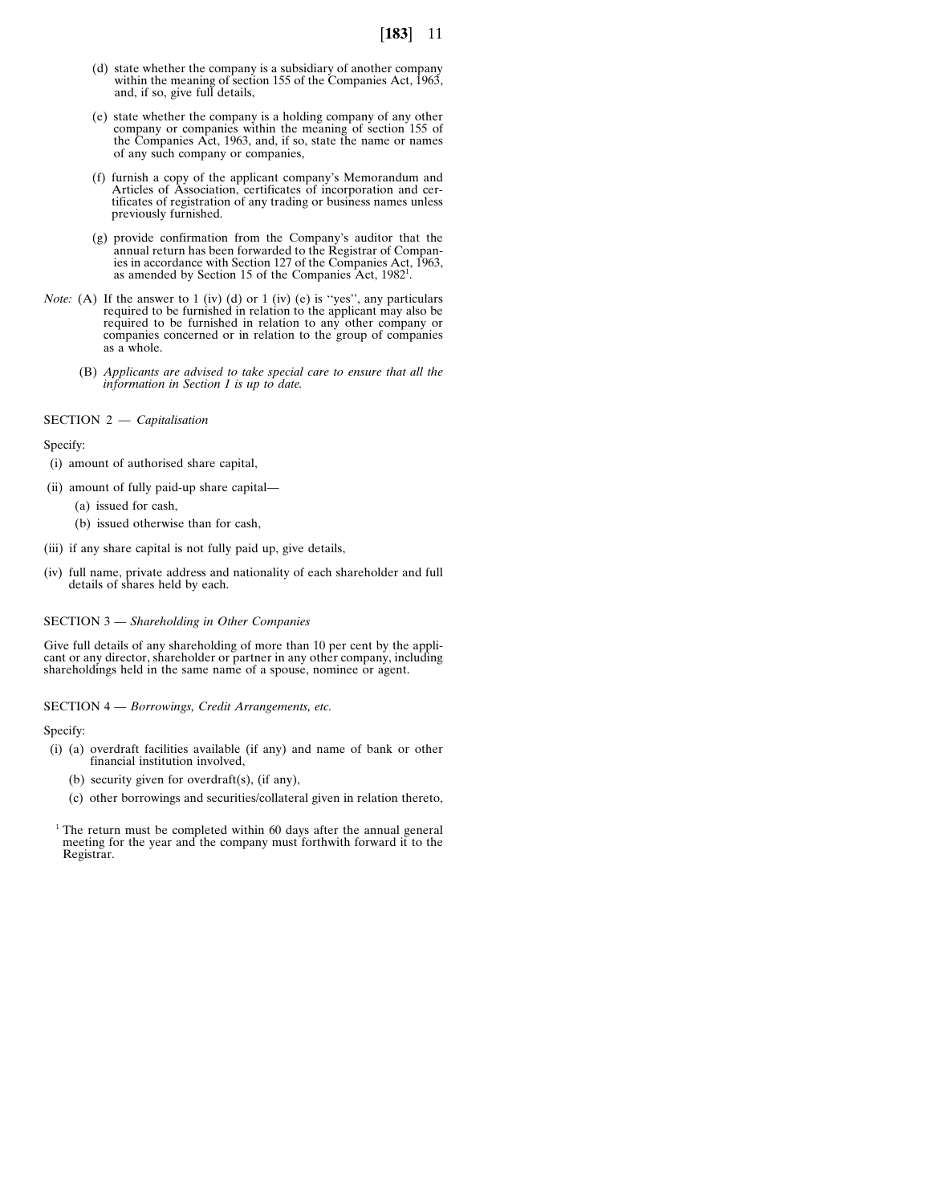(d) state whether the company is a subsidiary of another company within the meaning of section 155 of the Companies Act, 1963, and, if so, give full details,

(e) state whether the company is a holding company of any other company or companies within the meaning of section 155 of the Companies Act, 1963, and, if so, state the name or names of any such company or companies,

(f) furnish a copy of the applicant company's Memorandum and Articles of Association, certificates of incorporation and certificates of registration of any trading or business names unless previously furnished.

(g) provide confirmation from the Company's auditor that the annual return has been forwarded to the Registrar of Companies in accordance with Section 127 of the Companies Act, 1963, as amended by Section 15 of the Companies Act, 1982[1].

*Note:* (A) If the answer to 1 (iv) (d) or 1 (iv) (e) is ''yes'', any particulars required to be furnished in relation to the applicant may also be required to be furnished in relation to any other company or companies concerned or in relation to the group of companies as a whole.

(B) *Applicants are advised to take special care to ensure that all the information in Section 1 is up to date.*

SECTION 2 — *Capitalisation*

Specify:

(i) amount of authorised share capital,

(ii) amount of fully paid-up share capital—

(a) issued for cash,

(b) issued otherwise than for cash,

(iii) if any share capital is not fully paid up, give details,

(iv) full name, private address and nationality of each shareholder and full details of shares held by each.

SECTION 3 — *Shareholding in Other Companies*

Give full details of any shareholding of more than 10 per cent by the applicant or any director, shareholder or partner in any other company, including shareholdings held in the same name of a spouse, nominee or agent.

SECTION 4 — *Borrowings, Credit Arrangements, etc.*

Specify:

(i) (a) overdraft facilities available (if any) and name of bank or other financial institution involved,

(b) security given for overdraft(s), (if any),

(c) other borrowings and securities/collateral given in relation thereto,

[1] The return must be completed within 60 days after the annual general meeting for the year and the company must forthwith forward it to the Registrar.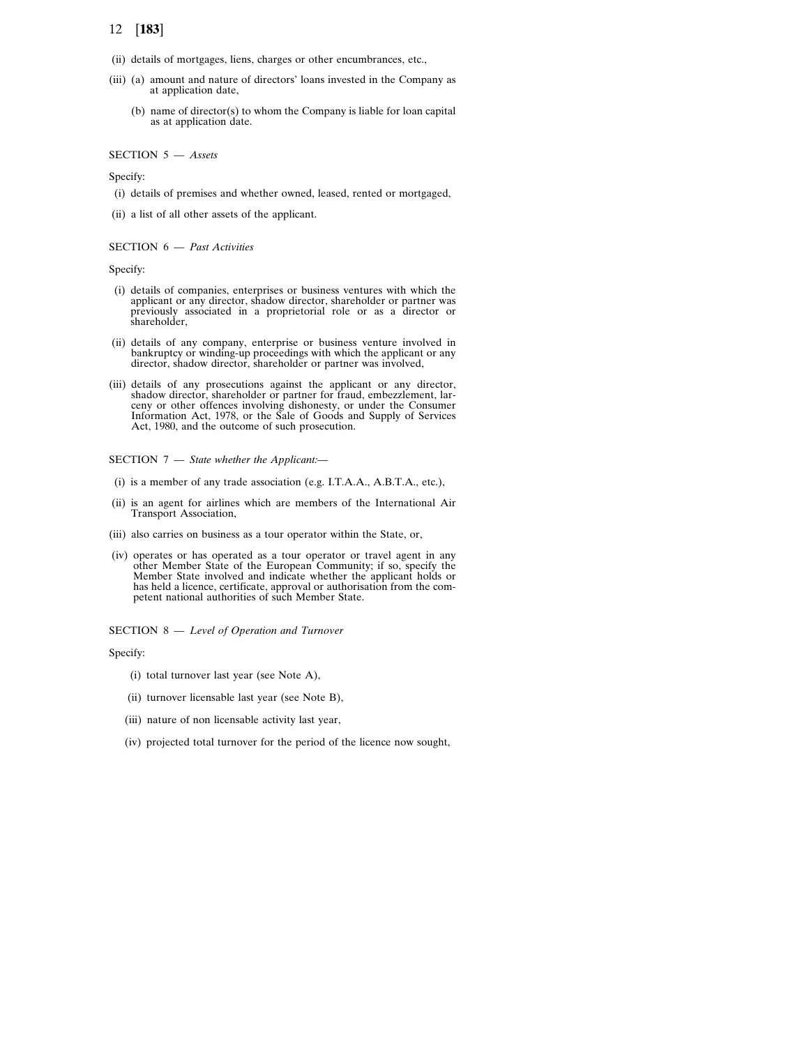(ii) details of mortgages, liens, charges or other encumbrances, etc.,

(iii) (a) amount and nature of directors' loans invested in the Company as at application date,

(b) name of director(s) to whom the Company is liable for loan capital as at application date.

SECTION 5 — *Assets*

Specify:

(i) details of premises and whether owned, leased, rented or mortgaged,

(ii) a list of all other assets of the applicant.

SECTION 6 — *Past Activities*

Specify:

(i) details of companies, enterprises or business ventures with which the applicant or any director, shadow director, shareholder or partner was previously associated in a proprietorial role or as a director or shareholder,

(ii) details of any company, enterprise or business venture involved in bankruptcy or winding-up proceedings with which the applicant or any director, shadow director, shareholder or partner was involved,

(iii) details of any prosecutions against the applicant or any director, shadow director, shareholder or partner for fraud, embezzlement, larceny or other offences involving dishonesty, or under the Consumer Information Act, 1978, or the Sale of Goods and Supply of Services Act, 1980, and the outcome of such prosecution.

SECTION 7 — *State whether the Applicant:—*

(i) is a member of any trade association (e.g. I.T.A.A., A.B.T.A., etc.),

(ii) is an agent for airlines which are members of the International Air Transport Association,

(iii) also carries on business as a tour operator within the State, or,

(iv) operates or has operated as a tour operator or travel agent in any other Member State of the European Community; if so, specify the Member State involved and indicate whether the applicant holds or has held a licence, certificate, approval or authorisation from the competent national authorities of such Member State.

SECTION 8 — *Level of Operation and Turnover*

Specify:

(i) total turnover last year (see Note A),

(ii) turnover licensable last year (see Note B),

(iii) nature of non licensable activity last year,

(iv) projected total turnover for the period of the licence now sought,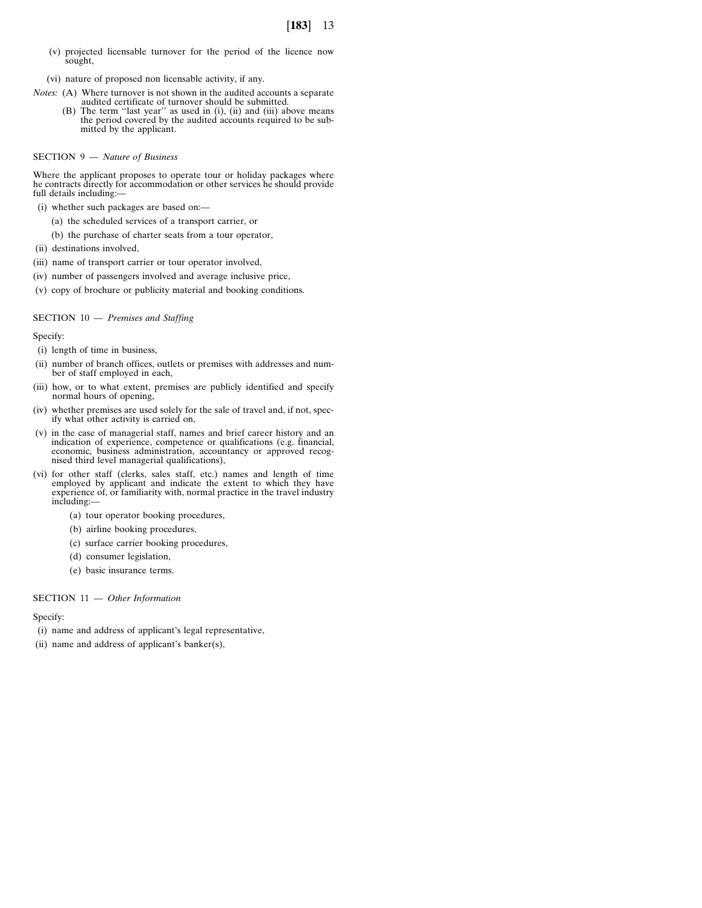(v) projected licensable turnover for the period of the licence now sought,

(vi) nature of proposed non licensable activity, if any.

*Notes:* (A) Where turnover is not shown in the audited accounts a separate audited certificate of turnover should be submitted.

(B) The term ''last year'' as used in (i), (ii) and (iii) above means the period covered by the audited accounts required to be submitted by the applicant.

SECTION 9 — *Nature of Business*

Where the applicant proposes to operate tour or holiday packages where he contracts directly for accommodation or other services he should provide full details including:—

(i) whether such packages are based on:—

(a) the scheduled services of a transport carrier, or

(b) the purchase of charter seats from a tour operator,

(ii) destinations involved,

(iii) name of transport carrier or tour operator involved,

(iv) number of passengers involved and average inclusive price,

(v) copy of brochure or publicity material and booking conditions.

SECTION 10 — *Premises and Staffing*

Specify:

(i) length of time in business,

(ii) number of branch offices, outlets or premises with addresses and number of staff employed in each,

(iii) how, or to what extent, premises are publicly identified and specify normal hours of opening,

(iv) whether premises are used solely for the sale of travel and, if not, specify what other activity is carried on,

(v) in the case of managerial staff, names and brief career history and an indication of experience, competence or qualifications (e.g. financial, economic, business administration, accountancy or approved recognised third level managerial qualifications),

(vi) for other staff (clerks, sales staff, etc.) names and length of time employed by applicant and indicate the extent to which they have experience of, or familiarity with, normal practice in the travel industry including:—

(a) tour operator booking procedures,

(b) airline booking procedures,

(c) surface carrier booking procedures,

(d) consumer legislation,

(e) basic insurance terms.

SECTION 11 — *Other Information*

Specify:

(i) name and address of applicant's legal representative,

(ii) name and address of applicant's banker(s),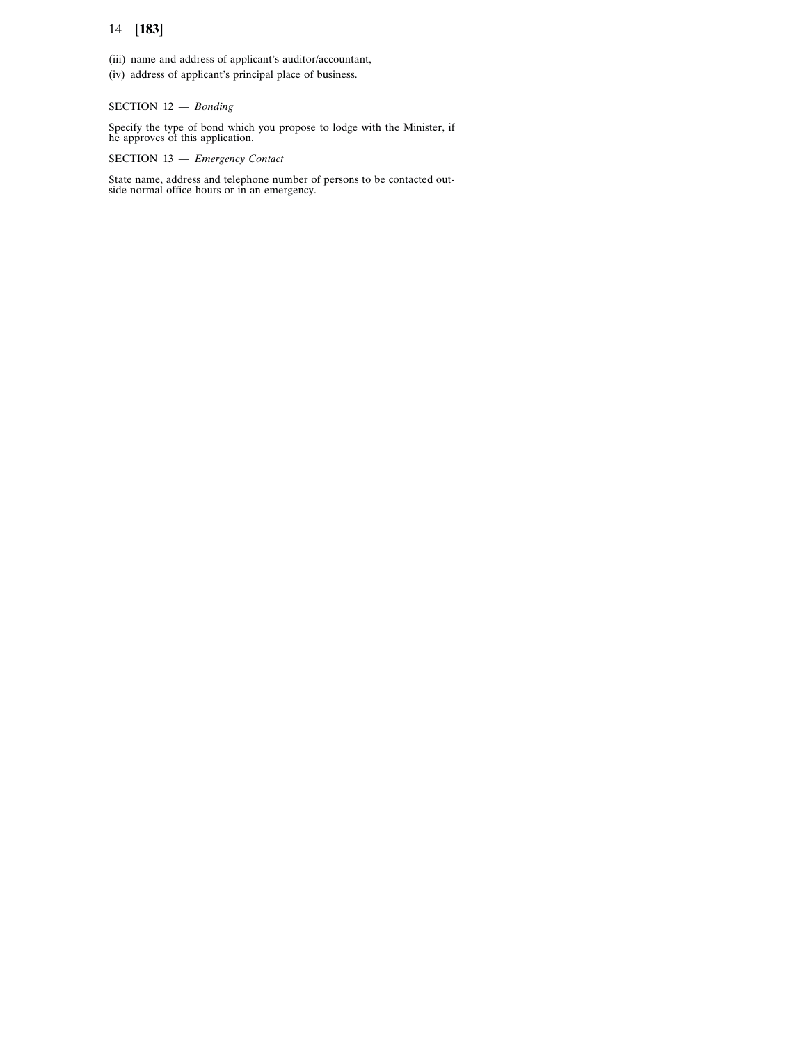(iii) name and address of applicant's auditor/accountant,

(iv) address of applicant's principal place of business.

SECTION 12 — *Bonding*

Specify the type of bond which you propose to lodge with the Minister, if he approves of this application.

SECTION 13 — *Emergency Contact*

State name, address and telephone number of persons to be contacted outside normal office hours or in an emergency.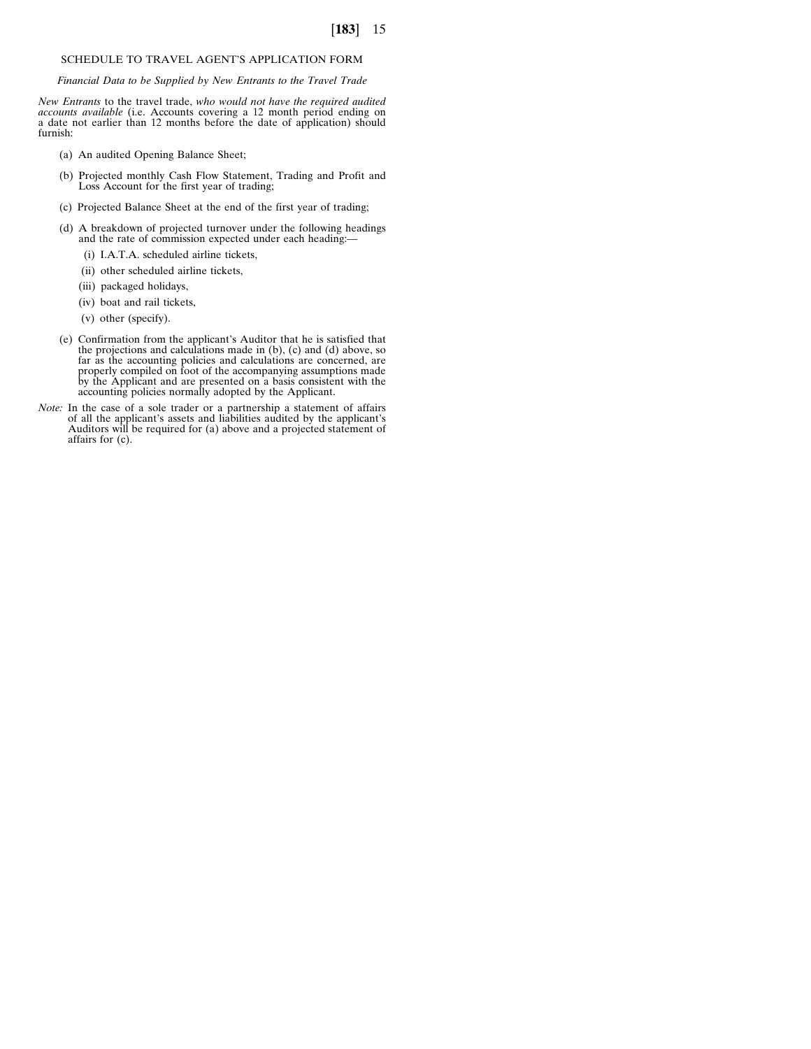## SCHEDULE TO TRAVEL AGENT'S APPLICATION FORM

*Financial Data to be Supplied by New Entrants to the Travel Trade*

*New Entrants* to the travel trade, *who would not have the required audited accounts available* (i.e. Accounts covering a 12 month period ending on a date not earlier than 12 months before the date of application) should furnish:

(a) An audited Opening Balance Sheet;

(b) Projected monthly Cash Flow Statement, Trading and Profit and Loss Account for the first year of trading;

(c) Projected Balance Sheet at the end of the first year of trading;

(d) A breakdown of projected turnover under the following headings and the rate of commission expected under each heading:—

  (i) I.A.T.A. scheduled airline tickets,

  (ii) other scheduled airline tickets,

  (iii) packaged holidays,

  (iv) boat and rail tickets,

  (v) other (specify).

(e) Confirmation from the applicant's Auditor that he is satisfied that the projections and calculations made in (b), (c) and (d) above, so far as the accounting policies and calculations are concerned, are properly compiled on foot of the accompanying assumptions made by the Applicant and are presented on a basis consistent with the accounting policies normally adopted by the Applicant.

*Note:* In the case of a sole trader or a partnership a statement of affairs of all the applicant's assets and liabilities audited by the applicant's Auditors will be required for (a) above and a projected statement of affairs for (c).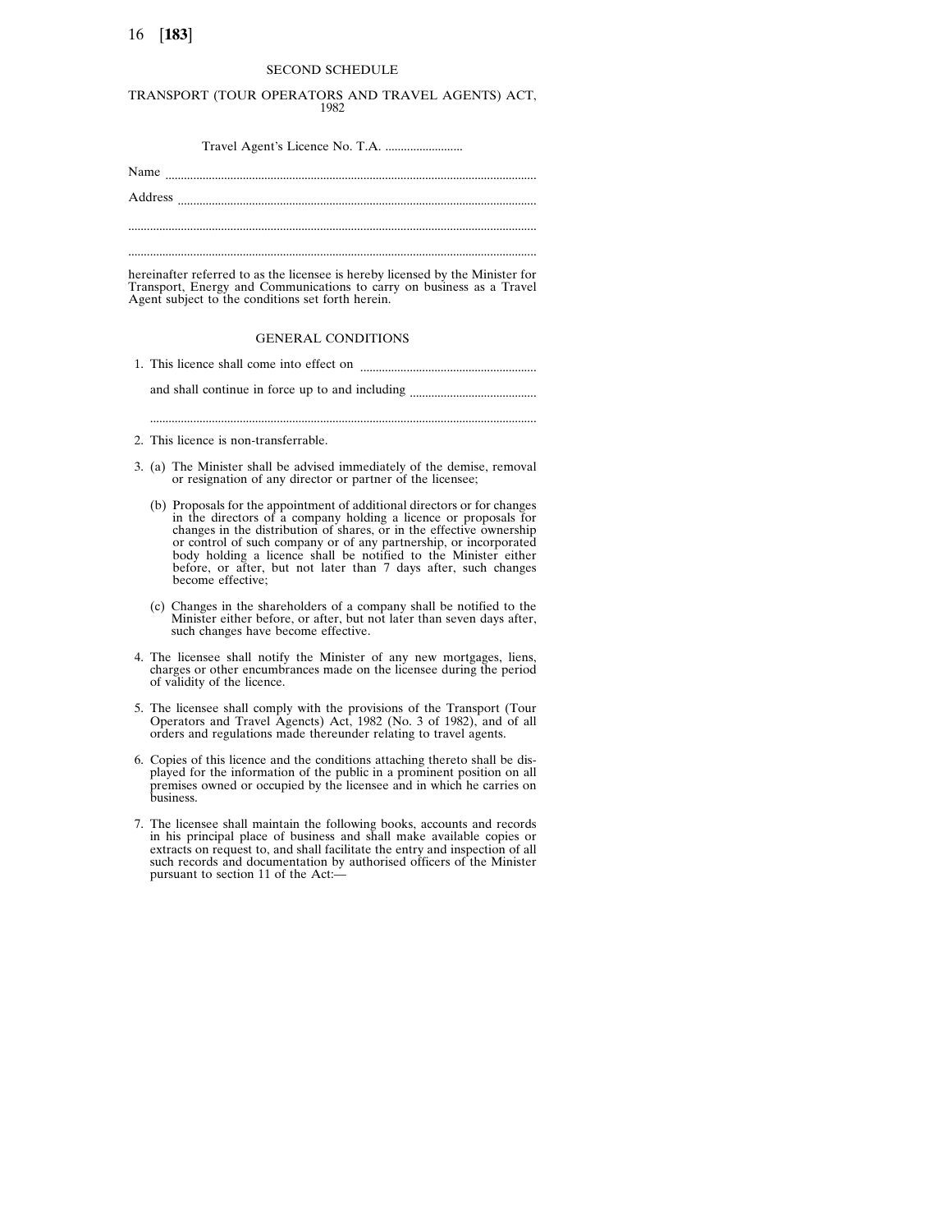SECOND SCHEDULE

TRANSPORT (TOUR OPERATORS AND TRAVEL AGENTS) ACT, 1982

Travel Agent's Licence No. T.A. .........................

Name .......................................................................................................................

Address ...................................................................................................................

...................................................................................................................................

...................................................................................................................................

hereinafter referred to as the licensee is hereby licensed by the Minister for Transport, Energy and Communications to carry on business as a Travel Agent subject to the conditions set forth herein.

GENERAL CONDITIONS

1. This licence shall come into effect on ........................................................

   and shall continue in force up to and including ........................................

   ............................................................................................................................

2. This licence is non-transferrable.

3. (a) The Minister shall be advised immediately of the demise, removal or resignation of any director or partner of the licensee;

   (b) Proposals for the appointment of additional directors or for changes in the directors of a company holding a licence or proposals for changes in the distribution of shares, or in the effective ownership or control of such company or of any partnership, or incorporated body holding a licence shall be notified to the Minister either before, or after, but not later than 7 days after, such changes become effective;

   (c) Changes in the shareholders of a company shall be notified to the Minister either before, or after, but not later than seven days after, such changes have become effective.

4. The licensee shall notify the Minister of any new mortgages, liens, charges or other encumbrances made on the licensee during the period of validity of the licence.

5. The licensee shall comply with the provisions of the Transport (Tour Operators and Travel Agencts) Act, 1982 (No. 3 of 1982), and of all orders and regulations made thereunder relating to travel agents.

6. Copies of this licence and the conditions attaching thereto shall be displayed for the information of the public in a prominent position on all premises owned or occupied by the licensee and in which he carries on business.

7. The licensee shall maintain the following books, accounts and records in his principal place of business and shall make available copies or extracts on request to, and shall facilitate the entry and inspection of all such records and documentation by authorised officers of the Minister pursuant to section 11 of the Act:—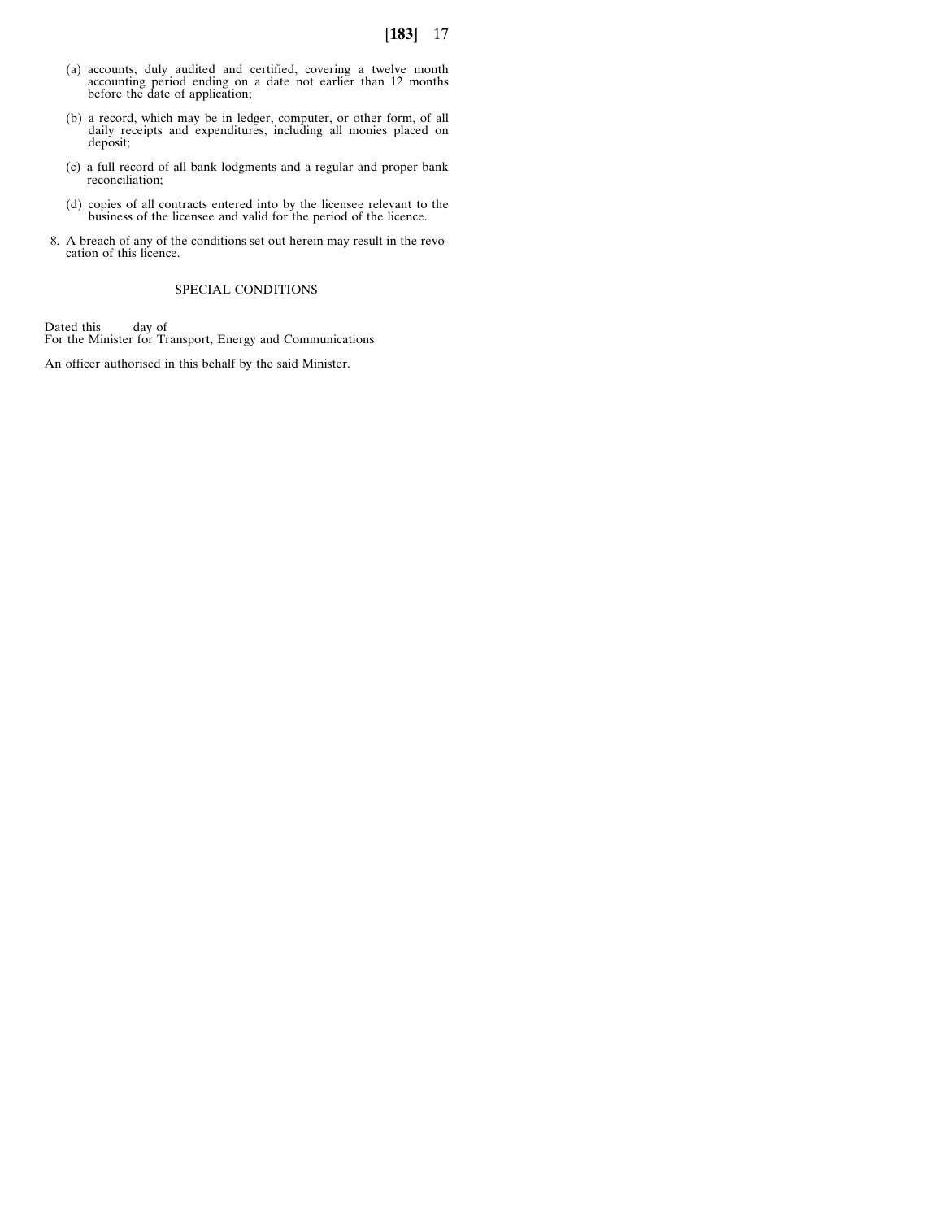(a) accounts, duly audited and certified, covering a twelve month accounting period ending on a date not earlier than 12 months before the date of application;

(b) a record, which may be in ledger, computer, or other form, of all daily receipts and expenditures, including all monies placed on deposit;

(c) a full record of all bank lodgments and a regular and proper bank reconciliation;

(d) copies of all contracts entered into by the licensee relevant to the business of the licensee and valid for the period of the licence.

8. A breach of any of the conditions set out herein may result in the revocation of this licence.

SPECIAL CONDITIONS

Dated this day of
For the Minister for Transport, Energy and Communications

An officer authorised in this behalf by the said Minister.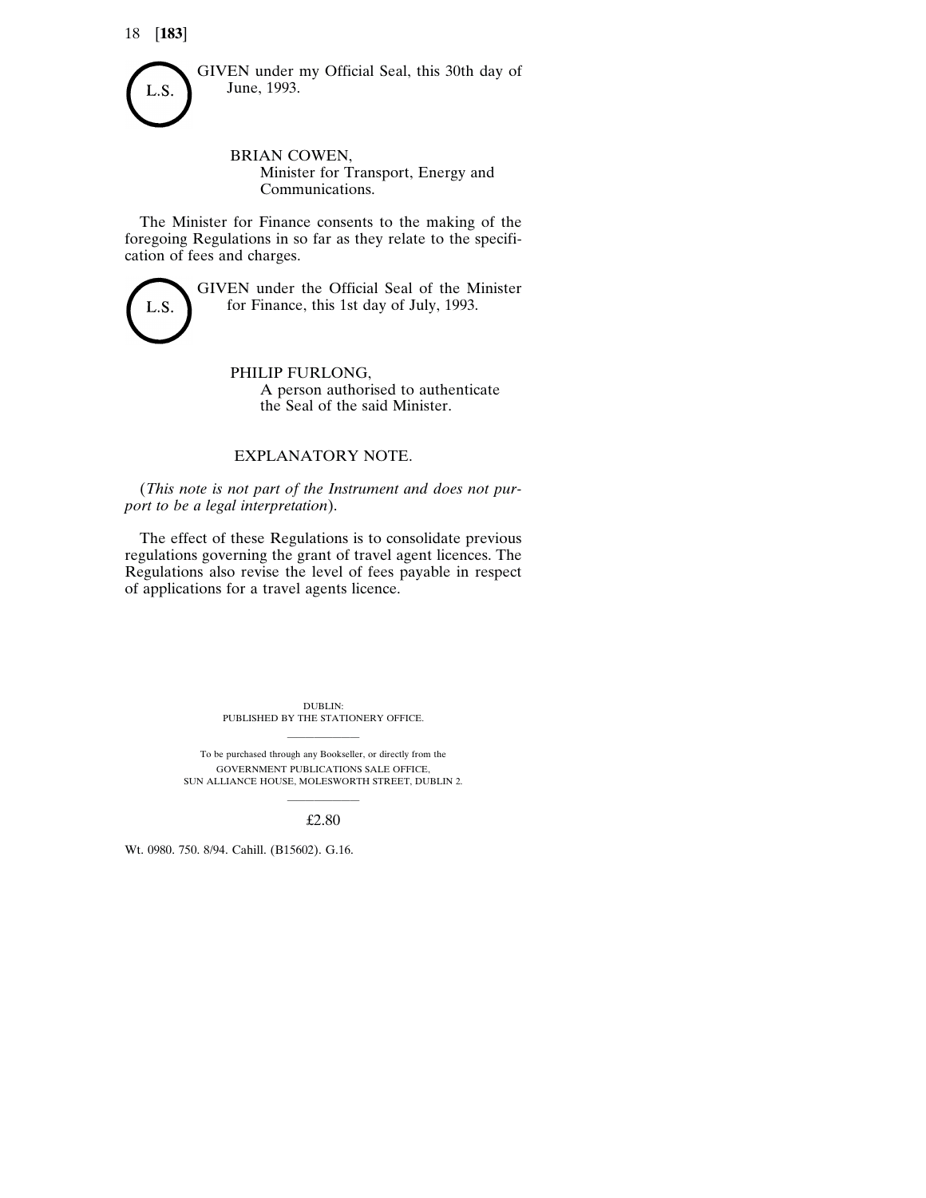L.S.

GIVEN under my Official Seal, this 30th day of June, 1993.

BRIAN COWEN,
Minister for Transport, Energy and Communications.

The Minister for Finance consents to the making of the foregoing Regulations in so far as they relate to the specification of fees and charges.

L.S.

GIVEN under the Official Seal of the Minister for Finance, this 1st day of July, 1993.

PHILIP FURLONG,
A person authorised to authenticate the Seal of the said Minister.

## EXPLANATORY NOTE.

(*This note is not part of the Instrument and does not purport to be a legal interpretation*).

The effect of these Regulations is to consolidate previous regulations governing the grant of travel agent licences. The Regulations also revise the level of fees payable in respect of applications for a travel agents licence.

DUBLIN:
PUBLISHED BY THE STATIONERY OFFICE.

To be purchased through any Bookseller, or directly from the
GOVERNMENT PUBLICATIONS SALE OFFICE,
SUN ALLIANCE HOUSE, MOLESWORTH STREET, DUBLIN 2.

£2.80

Wt. 0980. 750. 8/94. Cahill. (B15602). G.16.